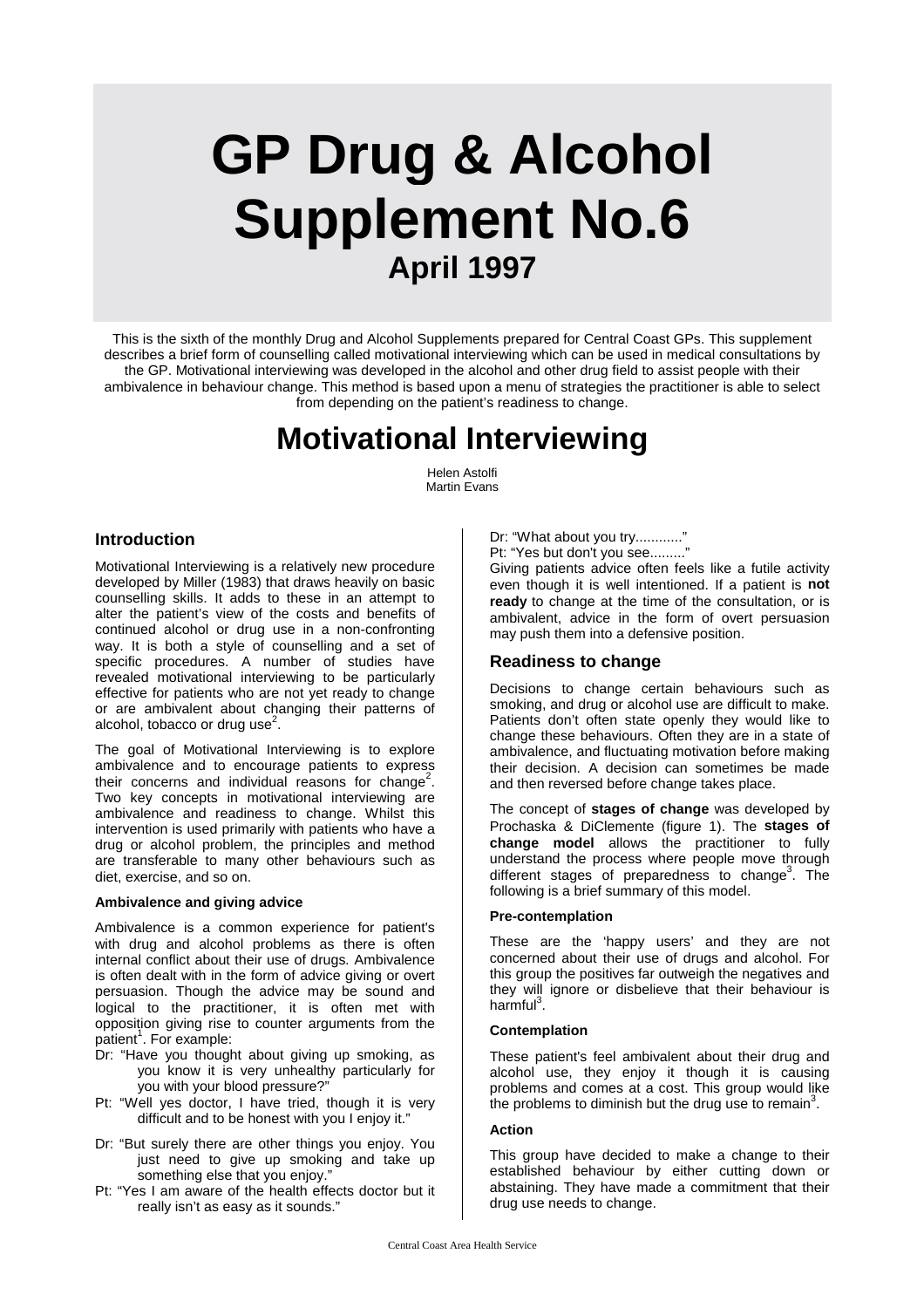# GP Drug & Alcohol Supplement No.6

## April 1997

This is the sixth of the monthly Drug and Alcohol Supplements prepared for Central Coast GPs. This supplement describes a brief form of counselling called motivational interviewing which can be used in medical consultations by the GP. Motivational interviewing was developed in the alcohol and other drug field to assist people with their ambivalence in behaviour change. This method is based upon a menu of strategies the practitioner is able to select from depending on the patient's readiness to change.

# Motivational Interviewing

Helen Astolfi
Martin Evans

## Introduction

Motivational Interviewing is a relatively new procedure developed by Miller (1983) that draws heavily on basic counselling skills. It adds to these in an attempt to alter the patient's view of the costs and benefits of continued alcohol or drug use in a non-confronting way. It is both a style of counselling and a set of specific procedures. A number of studies have revealed motivational interviewing to be particularly effective for patients who are not yet ready to change or are ambivalent about changing their patterns of alcohol, tobacco or drug use[2].

The goal of Motivational Interviewing is to explore ambivalence and to encourage patients to express their concerns and individual reasons for change[2]. Two key concepts in motivational interviewing are ambivalence and readiness to change. Whilst this intervention is used primarily with patients who have a drug or alcohol problem, the principles and method are transferable to many other behaviours such as diet, exercise, and so on.

#### Ambivalence and giving advice

Ambivalence is a common experience for patient's with drug and alcohol problems as there is often internal conflict about their use of drugs. Ambivalence is often dealt with in the form of advice giving or overt persuasion. Though the advice may be sound and logical to the practitioner, it is often met with opposition giving rise to counter arguments from the patient[1]. For example:

Dr: "Have you thought about giving up smoking, as you know it is very unhealthy particularly for you with your blood pressure?"

Pt: "Well yes doctor, I have tried, though it is very difficult and to be honest with you I enjoy it."

Dr: "But surely there are other things you enjoy. You just need to give up smoking and take up something else that you enjoy."

Pt: "Yes I am aware of the health effects doctor but it really isn't as easy as it sounds."

Dr: "What about you try............"

Pt: "Yes but don't you see........."

Giving patients advice often feels like a futile activity even though it is well intentioned. If a patient is **not ready** to change at the time of the consultation, or is ambivalent, advice in the form of overt persuasion may push them into a defensive position.

## Readiness to change

Decisions to change certain behaviours such as smoking, and drug or alcohol use are difficult to make. Patients don't often state openly they would like to change these behaviours. Often they are in a state of ambivalence, and fluctuating motivation before making their decision. A decision can sometimes be made and then reversed before change takes place.

The concept of **stages of change** was developed by Prochaska & DiClemente (figure 1). The **stages of change model** allows the practitioner to fully understand the process where people move through different stages of preparedness to change[3]. The following is a brief summary of this model.

#### Pre-contemplation

These are the 'happy users' and they are not concerned about their use of drugs and alcohol. For this group the positives far outweigh the negatives and they will ignore or disbelieve that their behaviour is harmful[3].

#### Contemplation

These patient's feel ambivalent about their drug and alcohol use, they enjoy it though it is causing problems and comes at a cost. This group would like the problems to diminish but the drug use to remain[3].

#### Action

This group have decided to make a change to their established behaviour by either cutting down or abstaining. They have made a commitment that their drug use needs to change.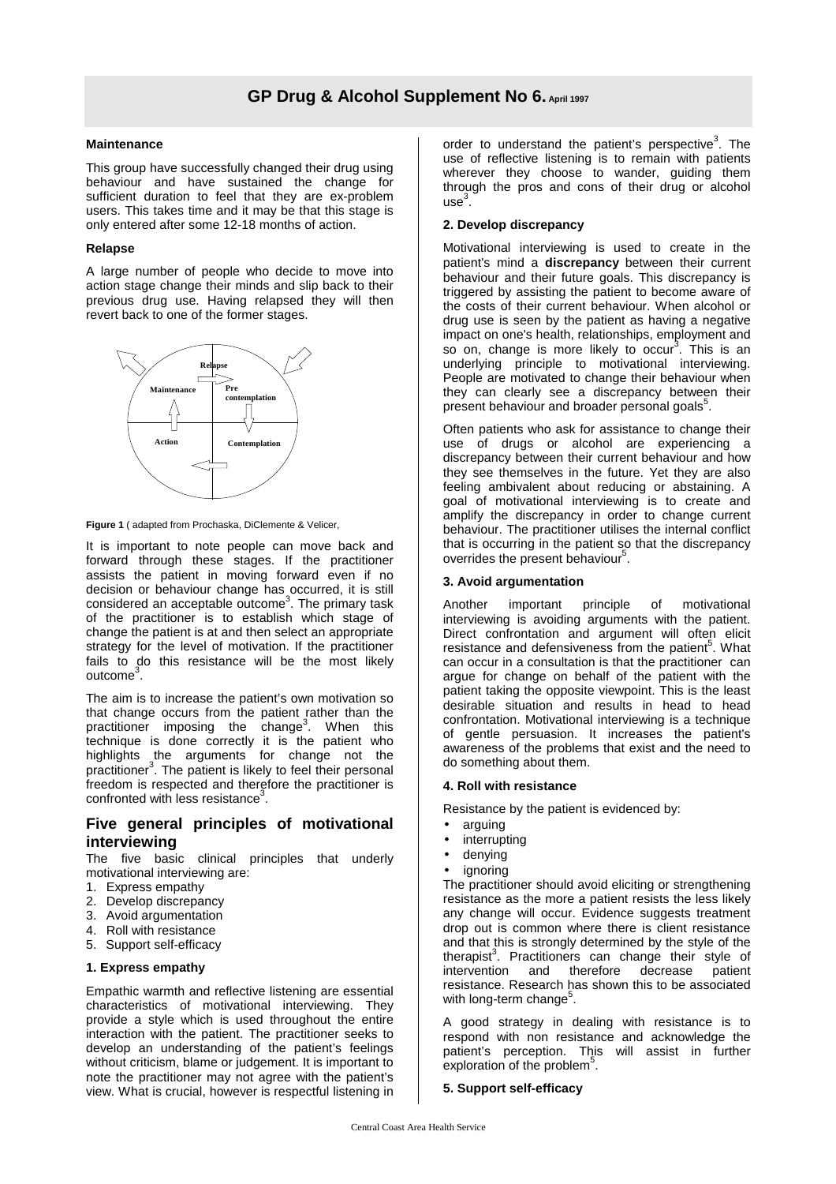#### Maintenance

This group have successfully changed their drug using behaviour and have sustained the change for sufficient duration to feel that they are ex-problem users. This takes time and it may be that this stage is only entered after some 12-18 months of action.

#### Relapse

A large number of people who decide to move into action stage change their minds and slip back to their previous drug use. Having relapsed they will then revert back to one of the former stages.

Relapse

Maintenance

Pre contemplation

Action

Contemplation

**Figure 1** ( adapted from Prochaska, DiClemente & Velicer,

It is important to note people can move back and forward through these stages. If the practitioner assists the patient in moving forward even if no decision or behaviour change has occurred, it is still considered an acceptable outcome[3]. The primary task of the practitioner is to establish which stage of change the patient is at and then select an appropriate strategy for the level of motivation. If the practitioner fails to do this resistance will be the most likely outcome[3].

The aim is to increase the patient's own motivation so that change occurs from the patient rather than the practitioner imposing the change[3]. When this technique is done correctly it is the patient who highlights the arguments for change not the practitioner[3]. The patient is likely to feel their personal freedom is respected and therefore the practitioner is confronted with less resistance[3].

## Five general principles of motivational interviewing

The five basic clinical principles that underly motivational interviewing are:

1. Express empathy
2. Develop discrepancy
3. Avoid argumentation
4. Roll with resistance
5. Support self-efficacy

#### 1. Express empathy

Empathic warmth and reflective listening are essential characteristics of motivational interviewing. They provide a style which is used throughout the entire interaction with the patient. The practitioner seeks to develop an understanding of the patient's feelings without criticism, blame or judgement. It is important to note the practitioner may not agree with the patient's view. What is crucial, however is respectful listening in order to understand the patient's perspective[3]. The use of reflective listening is to remain with patients wherever they choose to wander, guiding them through the pros and cons of their drug or alcohol use[3].

#### 2. Develop discrepancy

Motivational interviewing is used to create in the patient's mind a **discrepancy** between their current behaviour and their future goals. This discrepancy is triggered by assisting the patient to become aware of the costs of their current behaviour. When alcohol or drug use is seen by the patient as having a negative impact on one's health, relationships, employment and so on, change is more likely to occur[3]. This is an underlying principle to motivational interviewing. People are motivated to change their behaviour when they can clearly see a discrepancy between their present behaviour and broader personal goals[5].

Often patients who ask for assistance to change their use of drugs or alcohol are experiencing a discrepancy between their current behaviour and how they see themselves in the future. Yet they are also feeling ambivalent about reducing or abstaining. A goal of motivational interviewing is to create and amplify the discrepancy in order to change current behaviour. The practitioner utilises the internal conflict that is occurring in the patient so that the discrepancy overrides the present behaviour[5].

#### 3. Avoid argumentation

Another important principle of motivational interviewing is avoiding arguments with the patient. Direct confrontation and argument will often elicit resistance and defensiveness from the patient[5]. What can occur in a consultation is that the practitioner can argue for change on behalf of the patient with the patient taking the opposite viewpoint. This is the least desirable situation and results in head to head confrontation. Motivational interviewing is a technique of gentle persuasion. It increases the patient's awareness of the problems that exist and the need to do something about them.

#### 4. Roll with resistance

Resistance by the patient is evidenced by:

- arguing
- interrupting
- denying
- ignoring

The practitioner should avoid eliciting or strengthening resistance as the more a patient resists the less likely any change will occur. Evidence suggests treatment drop out is common where there is client resistance and that this is strongly determined by the style of the therapist[3]. Practitioners can change their style of intervention and therefore decrease patient resistance. Research has shown this to be associated with long-term change[5].

A good strategy in dealing with resistance is to respond with non resistance and acknowledge the patient's perception. This will assist in further exploration of the problem[5].

#### 5. Support self-efficacy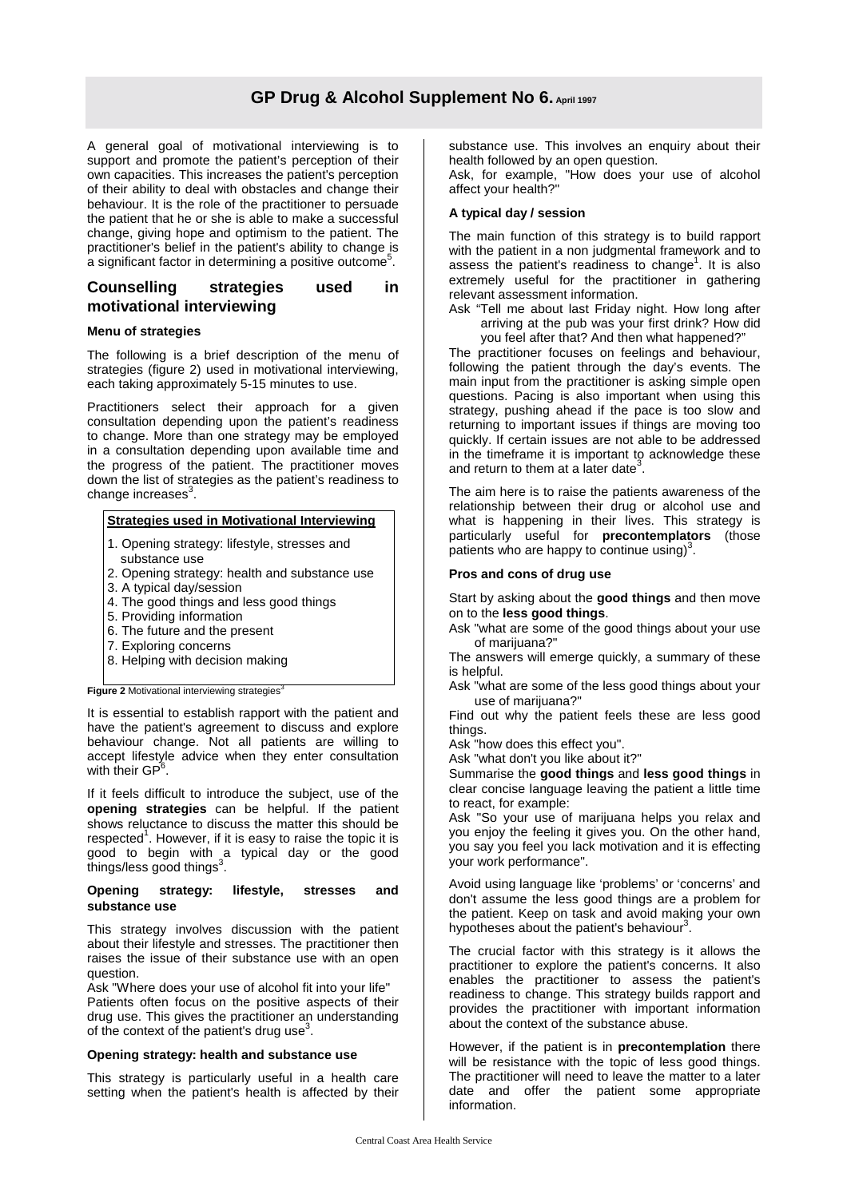A general goal of motivational interviewing is to support and promote the patient's perception of their own capacities. This increases the patient's perception of their ability to deal with obstacles and change their behaviour. It is the role of the practitioner to persuade the patient that he or she is able to make a successful change, giving hope and optimism to the patient. The practitioner's belief in the patient's ability to change is a significant factor in determining a positive outcome[5].

## Counselling strategies used in motivational interviewing

### Menu of strategies

The following is a brief description of the menu of strategies (figure 2) used in motivational interviewing, each taking approximately 5-15 minutes to use.

Practitioners select their approach for a given consultation depending upon the patient's readiness to change. More than one strategy may be employed in a consultation depending upon available time and the progress of the patient. The practitioner moves down the list of strategies as the patient's readiness to change increases[3].

**Strategies used in Motivational Interviewing**

1. Opening strategy: lifestyle, stresses and substance use
2. Opening strategy: health and substance use
3. A typical day/session
4. The good things and less good things
5. Providing information
6. The future and the present
7. Exploring concerns
8. Helping with decision making

**Figure 2** Motivational interviewing strategies[3]

It is essential to establish rapport with the patient and have the patient's agreement to discuss and explore behaviour change. Not all patients are willing to accept lifestyle advice when they enter consultation with their GP[6].

If it feels difficult to introduce the subject, use of the **opening strategies** can be helpful. If the patient shows reluctance to discuss the matter this should be respected[1]. However, if it is easy to raise the topic it is good to begin with a typical day or the good things/less good things[3].

### Opening strategy: lifestyle, stresses and substance use

This strategy involves discussion with the patient about their lifestyle and stresses. The practitioner then raises the issue of their substance use with an open question.

Ask "Where does your use of alcohol fit into your life"

Patients often focus on the positive aspects of their drug use. This gives the practitioner an understanding of the context of the patient's drug use[3].

### Opening strategy: health and substance use

This strategy is particularly useful in a health care setting when the patient's health is affected by their substance use. This involves an enquiry about their health followed by an open question.

Ask, for example, "How does your use of alcohol affect your health?"

### A typical day / session

The main function of this strategy is to build rapport with the patient in a non judgmental framework and to assess the patient's readiness to change[1]. It is also extremely useful for the practitioner in gathering relevant assessment information.

Ask "Tell me about last Friday night. How long after arriving at the pub was your first drink? How did you feel after that? And then what happened?"

The practitioner focuses on feelings and behaviour, following the patient through the day's events. The main input from the practitioner is asking simple open questions. Pacing is also important when using this strategy, pushing ahead if the pace is too slow and returning to important issues if things are moving too quickly. If certain issues are not able to be addressed in the timeframe it is important to acknowledge these and return to them at a later date[3].

The aim here is to raise the patients awareness of the relationship between their drug or alcohol use and what is happening in their lives. This strategy is particularly useful for **precontemplators** (those patients who are happy to continue using)[3].

### Pros and cons of drug use

Start by asking about the **good things** and then move on to the **less good things**.

Ask "what are some of the good things about your use of marijuana?"

The answers will emerge quickly, a summary of these is helpful.

Ask "what are some of the less good things about your use of marijuana?"

Find out why the patient feels these are less good things.

Ask "how does this effect you".

Ask "what don't you like about it?"

Summarise the **good things** and **less good things** in clear concise language leaving the patient a little time to react, for example:

Ask "So your use of marijuana helps you relax and you enjoy the feeling it gives you. On the other hand, you say you feel you lack motivation and it is effecting your work performance".

Avoid using language like 'problems' or 'concerns' and don't assume the less good things are a problem for the patient. Keep on task and avoid making your own hypotheses about the patient's behaviour[3].

The crucial factor with this strategy is it allows the practitioner to explore the patient's concerns. It also enables the practitioner to assess the patient's readiness to change. This strategy builds rapport and provides the practitioner with important information about the context of the substance abuse.

However, if the patient is in **precontemplation** there will be resistance with the topic of less good things. The practitioner will need to leave the matter to a later date and offer the patient some appropriate information.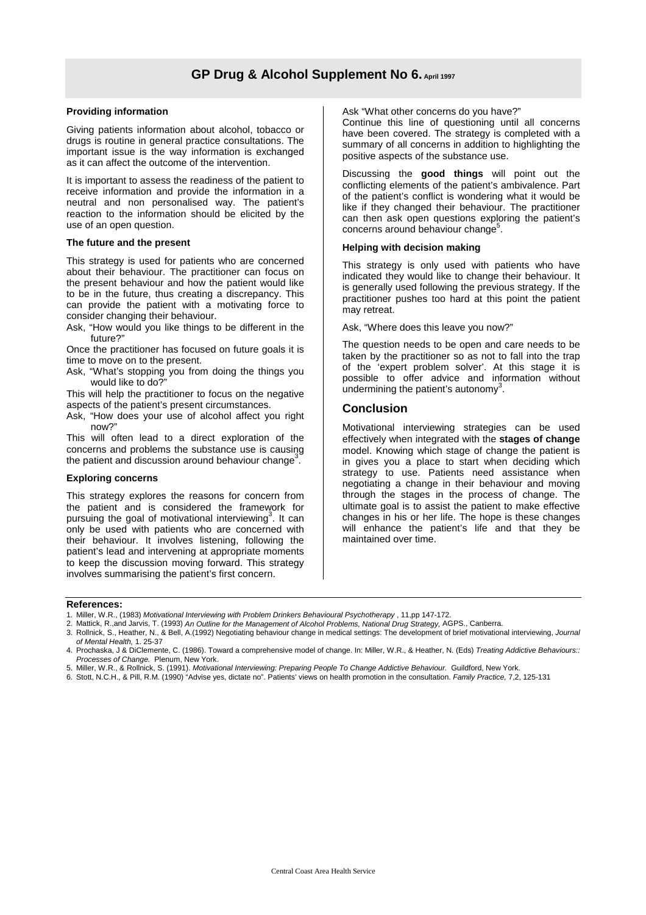### Providing information

Giving patients information about alcohol, tobacco or drugs is routine in general practice consultations. The important issue is the way information is exchanged as it can affect the outcome of the intervention.

It is important to assess the readiness of the patient to receive information and provide the information in a neutral and non personalised way. The patient's reaction to the information should be elicited by the use of an open question.

### The future and the present

This strategy is used for patients who are concerned about their behaviour. The practitioner can focus on the present behaviour and how the patient would like to be in the future, thus creating a discrepancy. This can provide the patient with a motivating force to consider changing their behaviour.

Ask, "How would you like things to be different in the future?"

Once the practitioner has focused on future goals it is time to move on to the present.

Ask, "What's stopping you from doing the things you would like to do?"

This will help the practitioner to focus on the negative aspects of the patient's present circumstances.

Ask, "How does your use of alcohol affect you right now?"

This will often lead to a direct exploration of the concerns and problems the substance use is causing the patient and discussion around behaviour change[3].

### Exploring concerns

This strategy explores the reasons for concern from the patient and is considered the framework for pursuing the goal of motivational interviewing[3]. It can only be used with patients who are concerned with their behaviour. It involves listening, following the patient's lead and intervening at appropriate moments to keep the discussion moving forward. This strategy involves summarising the patient's first concern.

Ask "What other concerns do you have?"

Continue this line of questioning until all concerns have been covered. The strategy is completed with a summary of all concerns in addition to highlighting the positive aspects of the substance use.

Discussing the **good things** will point out the conflicting elements of the patient's ambivalence. Part of the patient's conflict is wondering what it would be like if they changed their behaviour. The practitioner can then ask open questions exploring the patient's concerns around behaviour change[5].

### Helping with decision making

This strategy is only used with patients who have indicated they would like to change their behaviour. It is generally used following the previous strategy. If the practitioner pushes too hard at this point the patient may retreat.

Ask, "Where does this leave you now?"

The question needs to be open and care needs to be taken by the practitioner so as not to fall into the trap of the 'expert problem solver'. At this stage it is possible to offer advice and information without undermining the patient's autonomy[3].

## Conclusion

Motivational interviewing strategies can be used effectively when integrated with the **stages of change** model. Knowing which stage of change the patient is in gives you a place to start when deciding which strategy to use. Patients need assistance when negotiating a change in their behaviour and moving through the stages in the process of change. The ultimate goal is to assist the patient to make effective changes in his or her life. The hope is these changes will enhance the patient's life and that they be maintained over time.

**References:**

1. Miller, W.R., (1983) *Motivational Interviewing with Problem Drinkers Behavioural Psychotherapy* , 11,pp 147-172.
2. Mattick, R.,and Jarvis, T. (1993) *An Outline for the Management of Alcohol Problems, National Drug Strategy,* AGPS., Canberra.
3. Rollnick, S., Heather, N., & Bell, A.(1992) Negotiating behaviour change in medical settings: The development of brief motivational interviewing, *Journal of Mental Health,* 1. 25-37
4. Prochaska, J & DiClemente, C. (1986). Toward a comprehensive model of change. In: Miller, W.R., & Heather, N. (Eds) *Treating Addictive Behaviours:: Processes of Change.* Plenum, New York.
5. Miller, W.R., & Rollnick, S. (1991). *Motivational Interviewing: Preparing People To Change Addictive Behaviour.* Guildford, New York.
6. Stott, N.C.H., & Pill, R.M. (1990) "Advise yes, dictate no". Patients' views on health promotion in the consultation. *Family Practice,* 7,2, 125-131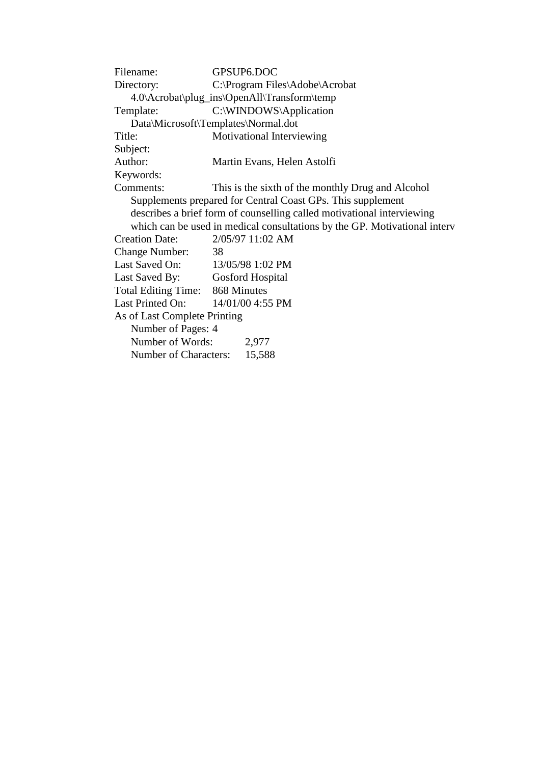Filename: GPSUP6.DOC
Directory: C:\Program Files\Adobe\Acrobat 4.0\Acrobat\plug_ins\OpenAll\Transform\temp
Template: C:\WINDOWS\Application Data\Microsoft\Templates\Normal.dot
Title: Motivational Interviewing
Subject:
Author: Martin Evans, Helen Astolfi
Keywords:
Comments: This is the sixth of the monthly Drug and Alcohol Supplements prepared for Central Coast GPs. This supplement describes a brief form of counselling called motivational interviewing which can be used in medical consultations by the GP. Motivational interv
Creation Date: 2/05/97 11:02 AM
Change Number: 38
Last Saved On: 13/05/98 1:02 PM
Last Saved By: Gosford Hospital
Total Editing Time: 868 Minutes
Last Printed On: 14/01/00 4:55 PM
As of Last Complete Printing
Number of Pages: 4
Number of Words: 2,977
Number of Characters: 15,588